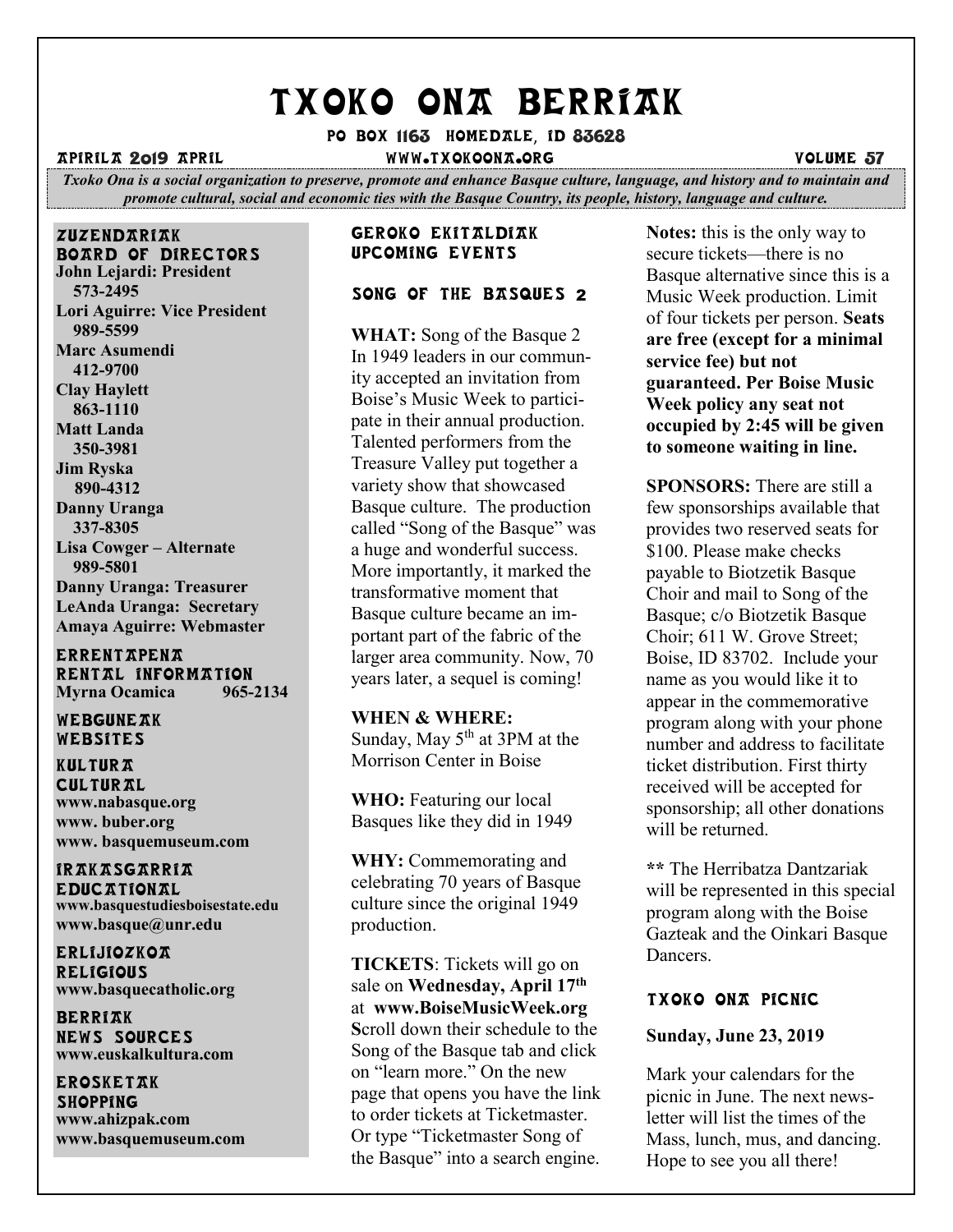# TXOKO ONA BERRIAK

PO BOX 1163 HOMEDALE, ID 83628

APIRILA 2019 APRIL — WWW.TXOKOONA.ORG — VOLUME 57

*Txoko Ona is a social organization to preserve, promote and enhance Basque culture, language, and history and to maintain and promote cultural, social and economic ties with the Basque Country, its people, history, language and culture.*

## ZUZENDARIAK / BOARD OF DIRECTORS

**John Lejardi: President 573-2495**
**Lori Aguirre: Vice President 989-5599**
**Marc Asumendi 412-9700**
**Clay Haylett 863-1110**
**Matt Landa 350-3981**
**Jim Ryska 890-4312**
**Danny Uranga 337-8305**
**Lisa Cowger – Alternate 989-5801**
**Danny Uranga: Treasurer**
**LeAnda Uranga: Secretary**
**Amaya Aguirre: Webmaster**

## ERRENTAPENA / RENTAL INFORMATION

**Myrna Ocamica 965-2134**

## WEBGUNEAK / WEBSITES

### KULTURA / CULTURAL

**www.nabasque.org**
**www. buber.org**
**www. basquemuseum.com**

### IRAKASGARRIA / EDUCATIONAL

**www.basquestudiesboisestate.edu**
**www.basque@unr.edu**

### ERLIJIOZKOA / RELIGIOUS

**www.basquecatholic.org**

### BERRIAK / NEWS SOURCES

**www.euskalkultura.com**

### EROSKETAK / SHOPPING

**www.ahizpak.com**
**www.basquemuseum.com**

## GEROKO EKITALDIAK / UPCOMING EVENTS

### SONG OF THE BASQUES 2

**WHAT:** Song of the Basque 2 In 1949 leaders in our community accepted an invitation from Boise's Music Week to participate in their annual production. Talented performers from the Treasure Valley put together a variety show that showcased Basque culture. The production called "Song of the Basque" was a huge and wonderful success. More importantly, it marked the transformative moment that Basque culture became an important part of the fabric of the larger area community. Now, 70 years later, a sequel is coming!

**WHEN & WHERE:** Sunday, May 5th at 3PM at the Morrison Center in Boise

**WHO:** Featuring our local Basques like they did in 1949

**WHY:** Commemorating and celebrating 70 years of Basque culture since the original 1949 production.

**TICKETS**: Tickets will go on sale on **Wednesday, April 17th** at **www.BoiseMusicWeek.org** **S**croll down their schedule to the Song of the Basque tab and click on "learn more." On the new page that opens you have the link to order tickets at Ticketmaster. Or type "Ticketmaster Song of the Basque" into a search engine.

**Notes:** this is the only way to secure tickets—there is no Basque alternative since this is a Music Week production. Limit of four tickets per person. **Seats are free (except for a minimal service fee) but not guaranteed. Per Boise Music Week policy any seat not occupied by 2:45 will be given to someone waiting in line.**

**SPONSORS:** There are still a few sponsorships available that provides two reserved seats for $100. Please make checks payable to Biotzetik Basque Choir and mail to Song of the Basque; c/o Biotzetik Basque Choir; 611 W. Grove Street; Boise, ID 83702. Include your name as you would like it to appear in the commemorative program along with your phone number and address to facilitate ticket distribution. First thirty received will be accepted for sponsorship; all other donations will be returned.

**** The Herribatza Dantzariak will be represented in this special program along with the Boise Gazteak and the Oinkari Basque Dancers.

### TXOKO ONA PICNIC

**Sunday, June 23, 2019**

Mark your calendars for the picnic in June. The next newsletter will list the times of the Mass, lunch, mus, and dancing. Hope to see you all there!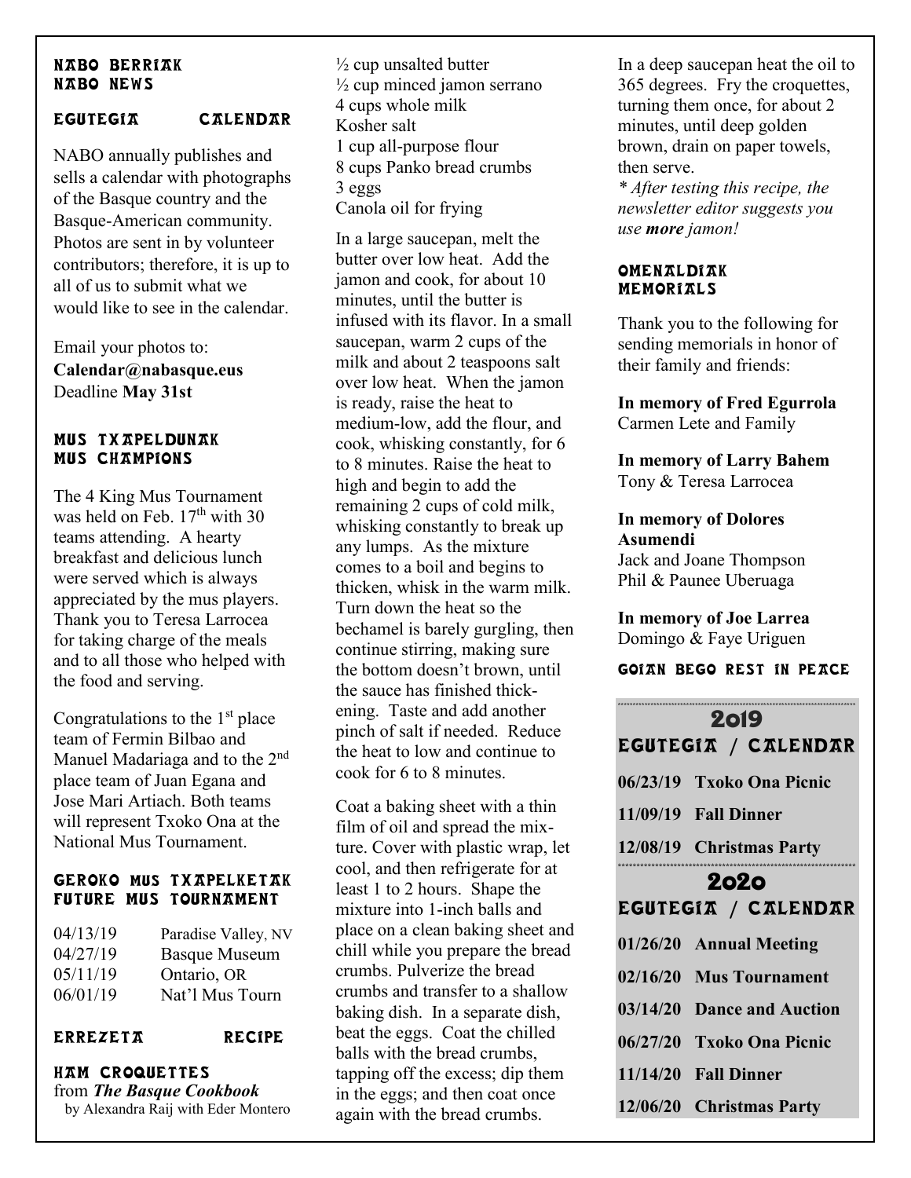## NABO BERRIAK
## NABO NEWS

### EGUTEGIA CALENDAR

NABO annually publishes and sells a calendar with photographs of the Basque country and the Basque-American community. Photos are sent in by volunteer contributors; therefore, it is up to all of us to submit what we would like to see in the calendar.

Email your photos to:
**Calendar@nabasque.eus**
Deadline **May 31st**

### MUS TXAPELDUNAK
### MUS CHAMPIONS

The 4 King Mus Tournament was held on Feb. 17th with 30 teams attending. A hearty breakfast and delicious lunch were served which is always appreciated by the mus players. Thank you to Teresa Larrocea for taking charge of the meals and to all those who helped with the food and serving.

Congratulations to the 1st place team of Fermin Bilbao and Manuel Madariaga and to the 2nd place team of Juan Egana and Jose Mari Artiach. Both teams will represent Txoko Ona at the National Mus Tournament.

### GEROKO MUS TXAPELKETAK
### FUTURE MUS TOURNAMENT

| | |
|---|---|
| 04/13/19 | Paradise Valley, NV |
| 04/27/19 | Basque Museum |
| 05/11/19 | Ontario, OR |
| 06/01/19 | Nat'l Mus Tourn |

### ERREZETA RECIPE

**HAM CROQUETTES**
from ***The Basque Cookbook***
by Alexandra Raij with Eder Montero

½ cup unsalted butter
½ cup minced jamon serrano
4 cups whole milk
Kosher salt
1 cup all-purpose flour
8 cups Panko bread crumbs
3 eggs
Canola oil for frying

In a large saucepan, melt the butter over low heat. Add the jamon and cook, for about 10 minutes, until the butter is infused with its flavor. In a small saucepan, warm 2 cups of the milk and about 2 teaspoons salt over low heat. When the jamon is ready, raise the heat to medium-low, add the flour, and cook, whisking constantly, for 6 to 8 minutes. Raise the heat to high and begin to add the remaining 2 cups of cold milk, whisking constantly to break up any lumps. As the mixture comes to a boil and begins to thicken, whisk in the warm milk. Turn down the heat so the bechamel is barely gurgling, then continue stirring, making sure the bottom doesn't brown, until the sauce has finished thickening. Taste and add another pinch of salt if needed. Reduce the heat to low and continue to cook for 6 to 8 minutes.

Coat a baking sheet with a thin film of oil and spread the mixture. Cover with plastic wrap, let cool, and then refrigerate for at least 1 to 2 hours. Shape the mixture into 1-inch balls and place on a clean baking sheet and chill while you prepare the bread crumbs. Pulverize the bread crumbs and transfer to a shallow baking dish. In a separate dish, beat the eggs. Coat the chilled balls with the bread crumbs, tapping off the excess; dip them in the eggs; and then coat once again with the bread crumbs.

In a deep saucepan heat the oil to 365 degrees. Fry the croquettes, turning them once, for about 2 minutes, until deep golden brown, drain on paper towels, then serve.

*\* After testing this recipe, the newsletter editor suggests you use **more** jamon!*

### OMENALDIAK
### MEMORIALS

Thank you to the following for sending memorials in honor of their family and friends:

**In memory of Fred Egurrola**
Carmen Lete and Family

**In memory of Larry Bahem**
Tony & Teresa Larrocea

**In memory of Dolores Asumendi**
Jack and Joane Thompson
Phil & Paunee Uberuaga

**In memory of Joe Larrea**
Domingo & Faye Uriguen

GOIAN BEGO REST IN PEACE

## 2019
## EGUTEGIA / CALENDAR

| | |
|---|---|
| 06/23/19 | **Txoko Ona Picnic** |
| 11/09/19 | **Fall Dinner** |
| 12/08/19 | **Christmas Party** |

## 2020
## EGUTEGIA / CALENDAR

| | |
|---|---|
| 01/26/20 | **Annual Meeting** |
| 02/16/20 | **Mus Tournament** |
| 03/14/20 | **Dance and Auction** |
| 06/27/20 | **Txoko Ona Picnic** |
| 11/14/20 | **Fall Dinner** |
| 12/06/20 | **Christmas Party** |